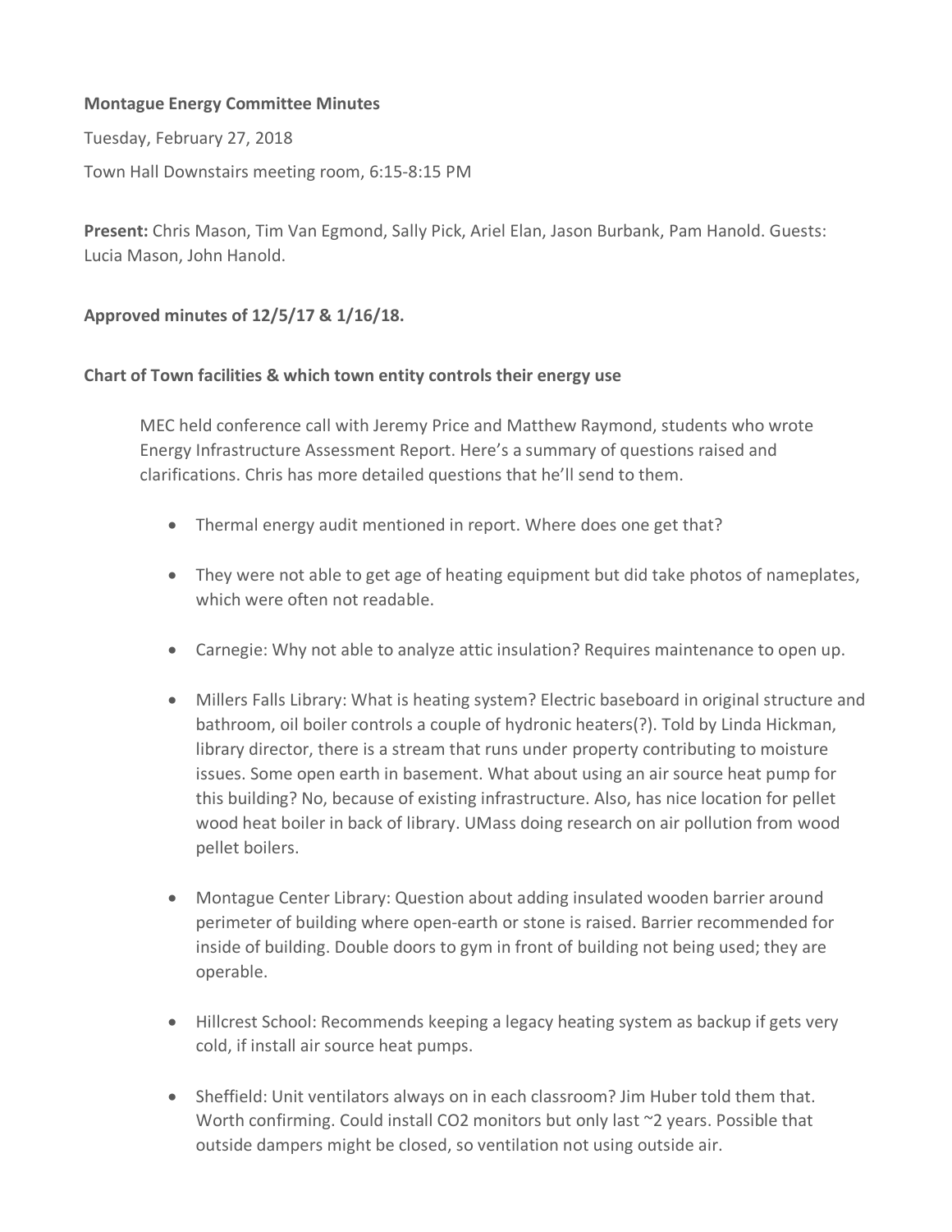**Montague Energy Committee Minutes**

Tuesday, February 27, 2018

Town Hall Downstairs meeting room, 6:15-8:15 PM

**Present:** Chris Mason, Tim Van Egmond, Sally Pick, Ariel Elan, Jason Burbank, Pam Hanold. Guests: Lucia Mason, John Hanold.

**Approved minutes of 12/5/17 & 1/16/18.**

**Chart of Town facilities & which town entity controls their energy use**

MEC held conference call with Jeremy Price and Matthew Raymond, students who wrote Energy Infrastructure Assessment Report. Here's a summary of questions raised and clarifications. Chris has more detailed questions that he'll send to them.

- Thermal energy audit mentioned in report. Where does one get that?
- They were not able to get age of heating equipment but did take photos of nameplates, which were often not readable.
- Carnegie: Why not able to analyze attic insulation? Requires maintenance to open up.
- Millers Falls Library: What is heating system? Electric baseboard in original structure and bathroom, oil boiler controls a couple of hydronic heaters(?). Told by Linda Hickman, library director, there is a stream that runs under property contributing to moisture issues. Some open earth in basement. What about using an air source heat pump for this building? No, because of existing infrastructure. Also, has nice location for pellet wood heat boiler in back of library. UMass doing research on air pollution from wood pellet boilers.
- Montague Center Library: Question about adding insulated wooden barrier around perimeter of building where open-earth or stone is raised. Barrier recommended for inside of building. Double doors to gym in front of building not being used; they are operable.
- Hillcrest School: Recommends keeping a legacy heating system as backup if gets very cold, if install air source heat pumps.
- Sheffield: Unit ventilators always on in each classroom? Jim Huber told them that. Worth confirming. Could install $CO_2$ monitors but only last ~2 years. Possible that outside dampers might be closed, so ventilation not using outside air.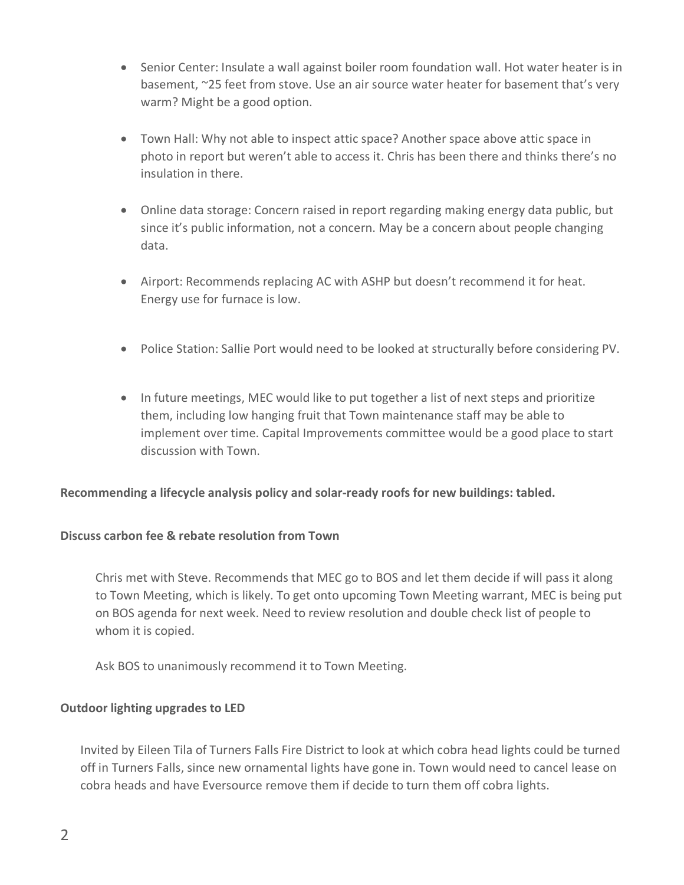- Senior Center: Insulate a wall against boiler room foundation wall. Hot water heater is in basement, ~25 feet from stove. Use an air source water heater for basement that's very warm? Might be a good option.

- Town Hall: Why not able to inspect attic space? Another space above attic space in photo in report but weren't able to access it. Chris has been there and thinks there's no insulation in there.

- Online data storage: Concern raised in report regarding making energy data public, but since it's public information, not a concern. May be a concern about people changing data.

- Airport: Recommends replacing AC with ASHP but doesn't recommend it for heat. Energy use for furnace is low.

- Police Station: Sallie Port would need to be looked at structurally before considering PV.

- In future meetings, MEC would like to put together a list of next steps and prioritize them, including low hanging fruit that Town maintenance staff may be able to implement over time. Capital Improvements committee would be a good place to start discussion with Town.

**Recommending a lifecycle analysis policy and solar-ready roofs for new buildings: tabled.**

**Discuss carbon fee & rebate resolution from Town**

Chris met with Steve. Recommends that MEC go to BOS and let them decide if will pass it along to Town Meeting, which is likely. To get onto upcoming Town Meeting warrant, MEC is being put on BOS agenda for next week. Need to review resolution and double check list of people to whom it is copied.

Ask BOS to unanimously recommend it to Town Meeting.

**Outdoor lighting upgrades to LED**

Invited by Eileen Tila of Turners Falls Fire District to look at which cobra head lights could be turned off in Turners Falls, since new ornamental lights have gone in. Town would need to cancel lease on cobra heads and have Eversource remove them if decide to turn them off cobra lights.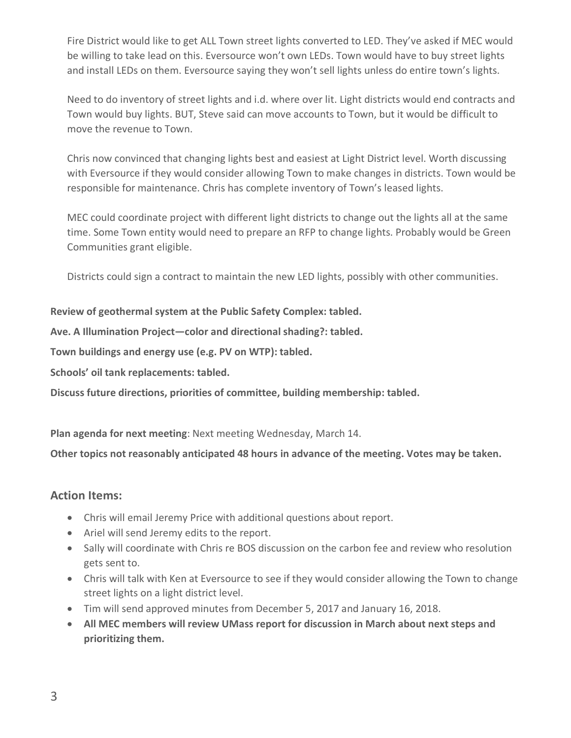Fire District would like to get ALL Town street lights converted to LED. They've asked if MEC would be willing to take lead on this. Eversource won't own LEDs. Town would have to buy street lights and install LEDs on them. Eversource saying they won't sell lights unless do entire town's lights.

Need to do inventory of street lights and i.d. where over lit. Light districts would end contracts and Town would buy lights. BUT, Steve said can move accounts to Town, but it would be difficult to move the revenue to Town.

Chris now convinced that changing lights best and easiest at Light District level. Worth discussing with Eversource if they would consider allowing Town to make changes in districts. Town would be responsible for maintenance. Chris has complete inventory of Town's leased lights.

MEC could coordinate project with different light districts to change out the lights all at the same time. Some Town entity would need to prepare an RFP to change lights. Probably would be Green Communities grant eligible.

Districts could sign a contract to maintain the new LED lights, possibly with other communities.

**Review of geothermal system at the Public Safety Complex: tabled.**

**Ave. A Illumination Project—color and directional shading?: tabled.**

**Town buildings and energy use (e.g. PV on WTP): tabled.**

**Schools' oil tank replacements: tabled.**

**Discuss future directions, priorities of committee, building membership: tabled.**

**Plan agenda for next meeting**: Next meeting Wednesday, March 14.

**Other topics not reasonably anticipated 48 hours in advance of the meeting. Votes may be taken.**

## Action Items:

- Chris will email Jeremy Price with additional questions about report.
- Ariel will send Jeremy edits to the report.
- Sally will coordinate with Chris re BOS discussion on the carbon fee and review who resolution gets sent to.
- Chris will talk with Ken at Eversource to see if they would consider allowing the Town to change street lights on a light district level.
- Tim will send approved minutes from December 5, 2017 and January 16, 2018.
- **All MEC members will review UMass report for discussion in March about next steps and prioritizing them.**